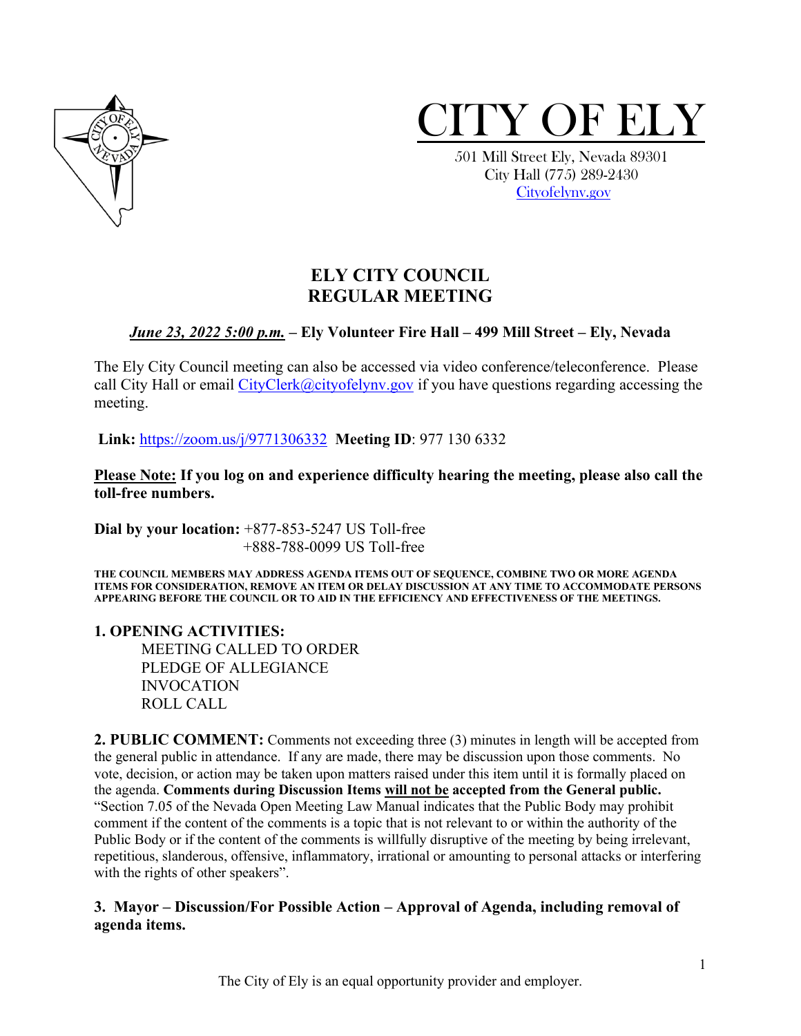# CITY OF ELY

501 Mill Street Ely, Nevada 89301
City Hall (775) 289-2430
Cityofelynv.gov

## ELY CITY COUNCIL
## REGULAR MEETING

***June 23, 2022 5:00 p.m.*** **– Ely Volunteer Fire Hall – 499 Mill Street – Ely, Nevada**

The Ely City Council meeting can also be accessed via video conference/teleconference. Please call City Hall or email CityClerk@cityofelynv.gov if you have questions regarding accessing the meeting.

**Link:** https://zoom.us/j/9771306332 **Meeting ID**: 977 130 6332

**Please Note: If you log on and experience difficulty hearing the meeting, please also call the toll-free numbers.**

**Dial by your location:** +877-853-5247 US Toll-free
+888-788-0099 US Toll-free

**THE COUNCIL MEMBERS MAY ADDRESS AGENDA ITEMS OUT OF SEQUENCE, COMBINE TWO OR MORE AGENDA ITEMS FOR CONSIDERATION, REMOVE AN ITEM OR DELAY DISCUSSION AT ANY TIME TO ACCOMMODATE PERSONS APPEARING BEFORE THE COUNCIL OR TO AID IN THE EFFICIENCY AND EFFECTIVENESS OF THE MEETINGS.**

**1. OPENING ACTIVITIES:**

MEETING CALLED TO ORDER
PLEDGE OF ALLEGIANCE
INVOCATION
ROLL CALL

**2. PUBLIC COMMENT:** Comments not exceeding three (3) minutes in length will be accepted from the general public in attendance. If any are made, there may be discussion upon those comments. No vote, decision, or action may be taken upon matters raised under this item until it is formally placed on the agenda. **Comments during Discussion Items will not be accepted from the General public.** "Section 7.05 of the Nevada Open Meeting Law Manual indicates that the Public Body may prohibit comment if the content of the comments is a topic that is not relevant to or within the authority of the Public Body or if the content of the comments is willfully disruptive of the meeting by being irrelevant, repetitious, slanderous, offensive, inflammatory, irrational or amounting to personal attacks or interfering with the rights of other speakers".

**3. Mayor – Discussion/For Possible Action – Approval of Agenda, including removal of agenda items.**

The City of Ely is an equal opportunity provider and employer.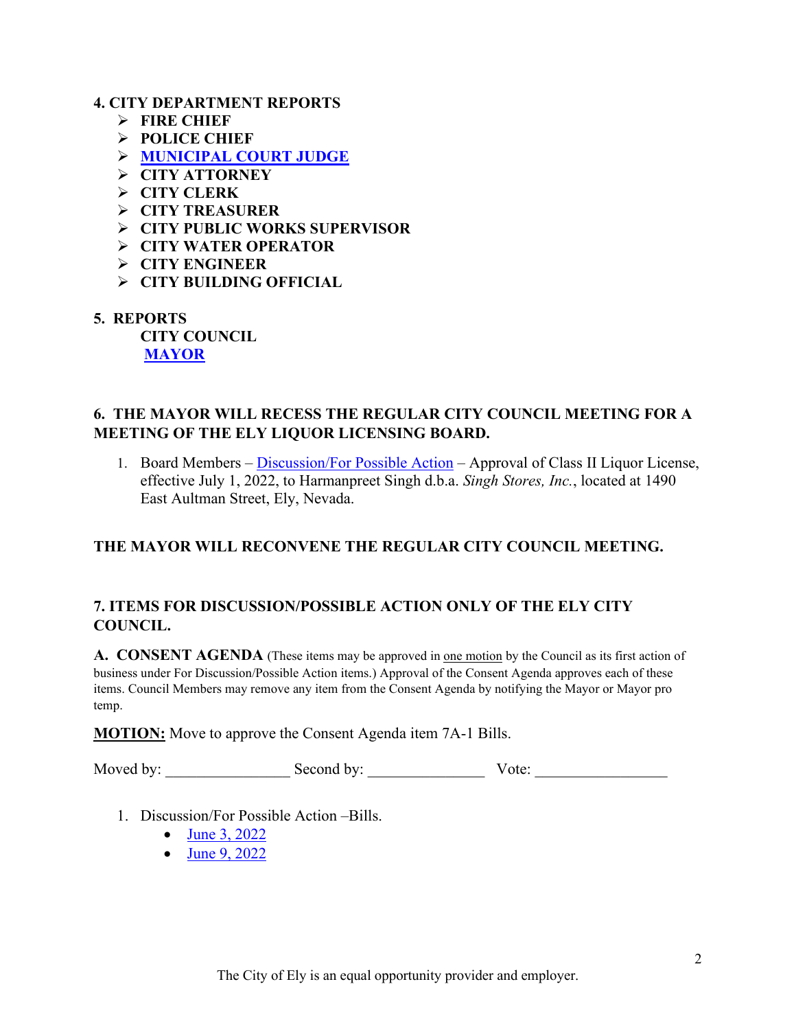**4. CITY DEPARTMENT REPORTS**

- **FIRE CHIEF**
- **POLICE CHIEF**
- **MUNICIPAL COURT JUDGE**
- **CITY ATTORNEY**
- **CITY CLERK**
- **CITY TREASURER**
- **CITY PUBLIC WORKS SUPERVISOR**
- **CITY WATER OPERATOR**
- **CITY ENGINEER**
- **CITY BUILDING OFFICIAL**

**5. REPORTS**

**CITY COUNCIL**

**MAYOR**

**6. THE MAYOR WILL RECESS THE REGULAR CITY COUNCIL MEETING FOR A MEETING OF THE ELY LIQUOR LICENSING BOARD.**

1. Board Members – Discussion/For Possible Action – Approval of Class II Liquor License, effective July 1, 2022, to Harmanpreet Singh d.b.a. *Singh Stores, Inc.*, located at 1490 East Aultman Street, Ely, Nevada.

**THE MAYOR WILL RECONVENE THE REGULAR CITY COUNCIL MEETING.**

**7. ITEMS FOR DISCUSSION/POSSIBLE ACTION ONLY OF THE ELY CITY COUNCIL.**

**A. CONSENT AGENDA** (These items may be approved in one motion by the Council as its first action of business under For Discussion/Possible Action items.) Approval of the Consent Agenda approves each of these items. Council Members may remove any item from the Consent Agenda by notifying the Mayor or Mayor pro temp.

**MOTION:** Move to approve the Consent Agenda item 7A-1 Bills.

Moved by: ________________ Second by: _______________ Vote: _________________

1. Discussion/For Possible Action –Bills.
   - June 3, 2022
   - June 9, 2022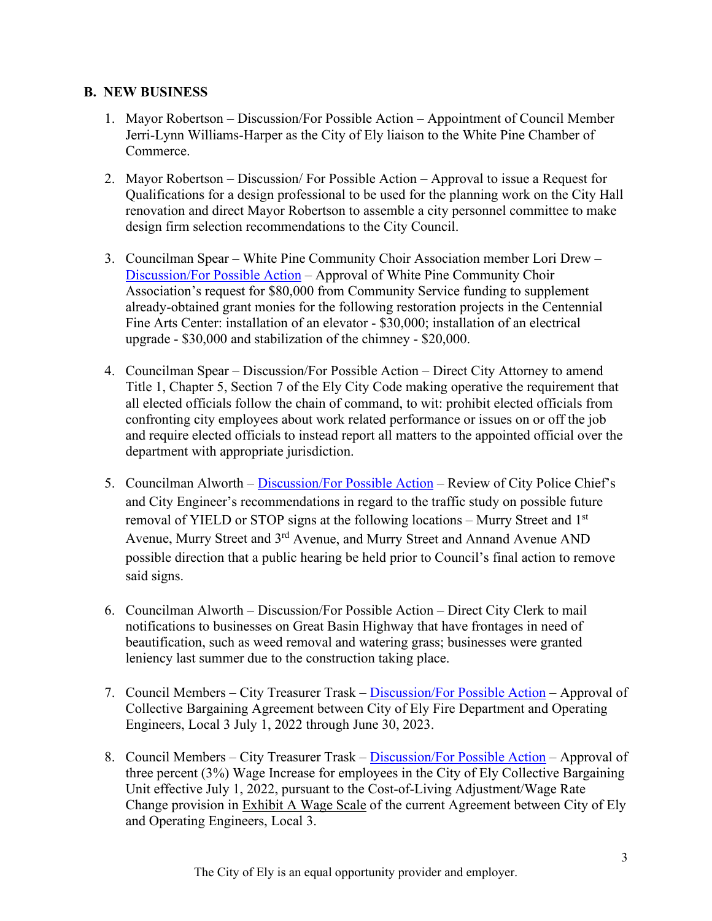## B. NEW BUSINESS

1. Mayor Robertson – Discussion/For Possible Action – Appointment of Council Member Jerri-Lynn Williams-Harper as the City of Ely liaison to the White Pine Chamber of Commerce.

2. Mayor Robertson – Discussion/ For Possible Action – Approval to issue a Request for Qualifications for a design professional to be used for the planning work on the City Hall renovation and direct Mayor Robertson to assemble a city personnel committee to make design firm selection recommendations to the City Council.

3. Councilman Spear – White Pine Community Choir Association member Lori Drew – Discussion/For Possible Action – Approval of White Pine Community Choir Association's request for $80,000 from Community Service funding to supplement already-obtained grant monies for the following restoration projects in the Centennial Fine Arts Center: installation of an elevator - $30,000; installation of an electrical upgrade - $30,000 and stabilization of the chimney - $20,000.

4. Councilman Spear – Discussion/For Possible Action – Direct City Attorney to amend Title 1, Chapter 5, Section 7 of the Ely City Code making operative the requirement that all elected officials follow the chain of command, to wit: prohibit elected officials from confronting city employees about work related performance or issues on or off the job and require elected officials to instead report all matters to the appointed official over the department with appropriate jurisdiction.

5. Councilman Alworth – Discussion/For Possible Action – Review of City Police Chief's and City Engineer's recommendations in regard to the traffic study on possible future removal of YIELD or STOP signs at the following locations – Murry Street and 1st Avenue, Murry Street and 3rd Avenue, and Murry Street and Annand Avenue AND possible direction that a public hearing be held prior to Council's final action to remove said signs.

6. Councilman Alworth – Discussion/For Possible Action – Direct City Clerk to mail notifications to businesses on Great Basin Highway that have frontages in need of beautification, such as weed removal and watering grass; businesses were granted leniency last summer due to the construction taking place.

7. Council Members – City Treasurer Trask – Discussion/For Possible Action – Approval of Collective Bargaining Agreement between City of Ely Fire Department and Operating Engineers, Local 3 July 1, 2022 through June 30, 2023.

8. Council Members – City Treasurer Trask – Discussion/For Possible Action – Approval of three percent (3%) Wage Increase for employees in the City of Ely Collective Bargaining Unit effective July 1, 2022, pursuant to the Cost-of-Living Adjustment/Wage Rate Change provision in Exhibit A Wage Scale of the current Agreement between City of Ely and Operating Engineers, Local 3.

The City of Ely is an equal opportunity provider and employer.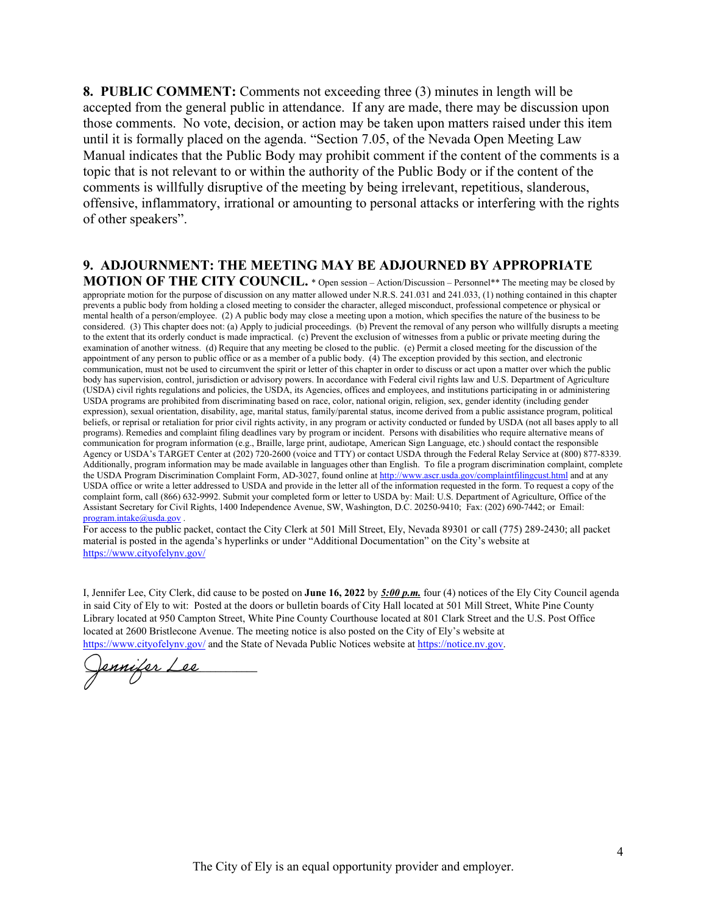**8. PUBLIC COMMENT:** Comments not exceeding three (3) minutes in length will be accepted from the general public in attendance. If any are made, there may be discussion upon those comments. No vote, decision, or action may be taken upon matters raised under this item until it is formally placed on the agenda. "Section 7.05, of the Nevada Open Meeting Law Manual indicates that the Public Body may prohibit comment if the content of the comments is a topic that is not relevant to or within the authority of the Public Body or if the content of the comments is willfully disruptive of the meeting by being irrelevant, repetitious, slanderous, offensive, inflammatory, irrational or amounting to personal attacks or interfering with the rights of other speakers".

**9. ADJOURNMENT: THE MEETING MAY BE ADJOURNED BY APPROPRIATE MOTION OF THE CITY COUNCIL.** * Open session – Action/Discussion – Personnel** The meeting may be closed by appropriate motion for the purpose of discussion on any matter allowed under N.R.S. 241.031 and 241.033, (1) nothing contained in this chapter prevents a public body from holding a closed meeting to consider the character, alleged misconduct, professional competence or physical or mental health of a person/employee. (2) A public body may close a meeting upon a motion, which specifies the nature of the business to be considered. (3) This chapter does not: (a) Apply to judicial proceedings. (b) Prevent the removal of any person who willfully disrupts a meeting to the extent that its orderly conduct is made impractical. (c) Prevent the exclusion of witnesses from a public or private meeting during the examination of another witness. (d) Require that any meeting be closed to the public. (e) Permit a closed meeting for the discussion of the appointment of any person to public office or as a member of a public body. (4) The exception provided by this section, and electronic communication, must not be used to circumvent the spirit or letter of this chapter in order to discuss or act upon a matter over which the public body has supervision, control, jurisdiction or advisory powers. In accordance with Federal civil rights law and U.S. Department of Agriculture (USDA) civil rights regulations and policies, the USDA, its Agencies, offices and employees, and institutions participating in or administering USDA programs are prohibited from discriminating based on race, color, national origin, religion, sex, gender identity (including gender expression), sexual orientation, disability, age, marital status, family/parental status, income derived from a public assistance program, political beliefs, or reprisal or retaliation for prior civil rights activity, in any program or activity conducted or funded by USDA (not all bases apply to all programs). Remedies and complaint filing deadlines vary by program or incident. Persons with disabilities who require alternative means of communication for program information (e.g., Braille, large print, audiotape, American Sign Language, etc.) should contact the responsible Agency or USDA's TARGET Center at (202) 720-2600 (voice and TTY) or contact USDA through the Federal Relay Service at (800) 877-8339. Additionally, program information may be made available in languages other than English. To file a program discrimination complaint, complete the USDA Program Discrimination Complaint Form, AD-3027, found online at http://www.ascr.usda.gov/complaintfilingcust.html and at any USDA office or write a letter addressed to USDA and provide in the letter all of the information requested in the form. To request a copy of the complaint form, call (866) 632-9992. Submit your completed form or letter to USDA by: Mail: U.S. Department of Agriculture, Office of the Assistant Secretary for Civil Rights, 1400 Independence Avenue, SW, Washington, D.C. 20250-9410; Fax: (202) 690-7442; or Email: program.intake@usda.gov .

For access to the public packet, contact the City Clerk at 501 Mill Street, Ely, Nevada 89301 or call (775) 289-2430; all packet material is posted in the agenda's hyperlinks or under "Additional Documentation" on the City's website at https://www.cityofelynv.gov/

I, Jennifer Lee, City Clerk, did cause to be posted on **June 16, 2022** by ***5:00 p.m.*** four (4) notices of the Ely City Council agenda in said City of Ely to wit: Posted at the doors or bulletin boards of City Hall located at 501 Mill Street, White Pine County Library located at 950 Campton Street, White Pine County Courthouse located at 801 Clark Street and the U.S. Post Office located at 2600 Bristlecone Avenue. The meeting notice is also posted on the City of Ely's website at https://www.cityofelynv.gov/ and the State of Nevada Public Notices website at https://notice.nv.gov.

Jennifer Lee

The City of Ely is an equal opportunity provider and employer.